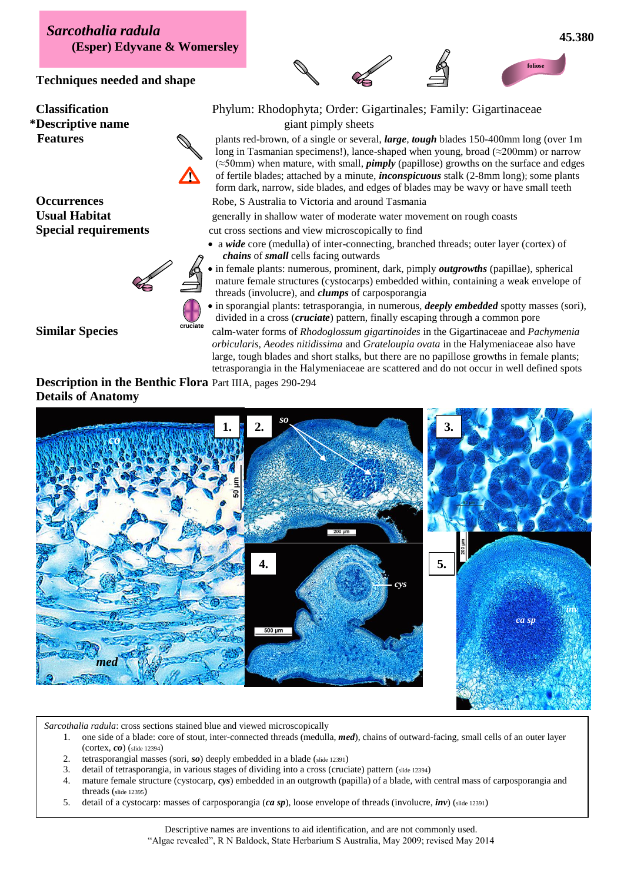# *Sarcothalia radula*
**(Esper) Edyvane & Womersley**

45.380

**Techniques needed and shape**

foliose

**Classification** Phylum: Rhodophyta; Order: Gigartinales; Family: Gigartinaceae

***Descriptive name** giant pimply sheets

**Features** plants red-brown, of a single or several, ***large***, ***tough*** blades 150-400mm long (over 1m long in Tasmanian specimens!), lance-shaped when young, broad (≈200mm) or narrow (≈50mm) when mature, with small, ***pimply*** (papillose) growths on the surface and edges of fertile blades; attached by a minute, ***inconspicuous*** stalk (2-8mm long); some plants form dark, narrow, side blades, and edges of blades may be wavy or have small teeth

**Occurrences** Robe, S Australia to Victoria and around Tasmania

**Usual Habitat** generally in shallow water of moderate water movement on rough coasts

**Special requirements** cut cross sections and view microscopically to find

- a ***wide*** core (medulla) of inter-connecting, branched threads; outer layer (cortex) of ***chains*** of ***small*** cells facing outwards
- in female plants: numerous, prominent, dark, pimply ***outgrowths*** (papillae), spherical mature female structures (cystocarps) embedded within, containing a weak envelope of threads (involucre), and ***clumps*** of carposporangia
- in sporangial plants: tetrasporangia, in numerous, ***deeply embedded*** spotty masses (sori), divided in a cross (***cruciate***) pattern, finally escaping through a common pore

cruciate

**Similar Species** calm-water forms of *Rhodoglossum gigartinoides* in the Gigartinaceae and *Pachymenia orbicularis, Aeodes nitidissima* and *Grateloupia ovata* in the Halymeniaceae also have large, tough blades and short stalks, but there are no papillose growths in female plants; tetrasporangia in the Halymeniaceae are scattered and do not occur in well defined spots

**Description in the Benthic Flora** Part IIIA, pages 290-294

**Details of Anatomy**

*Sarcothalia radula*: cross sections stained blue and viewed microscopically

1. one side of a blade: core of stout, inter-connected threads (medulla, ***med***), chains of outward-facing, small cells of an outer layer (cortex, ***co***) (slide 12394)
2. tetrasporangial masses (sori, ***so***) deeply embedded in a blade (slide 12391)
3. detail of tetrasporangia, in various stages of dividing into a cross (cruciate) pattern (slide 12394)
4. mature female structure (cystocarp, ***cys***) embedded in an outgrowth (papilla) of a blade, with central mass of carposporangia and threads (slide 12395)
5. detail of a cystocarp: masses of carposporangia (***ca sp***), loose envelope of threads (involucre, ***inv***) (slide 12391)

Descriptive names are inventions to aid identification, and are not commonly used.
"Algae revealed", R N Baldock, State Herbarium S Australia, May 2009; revised May 2014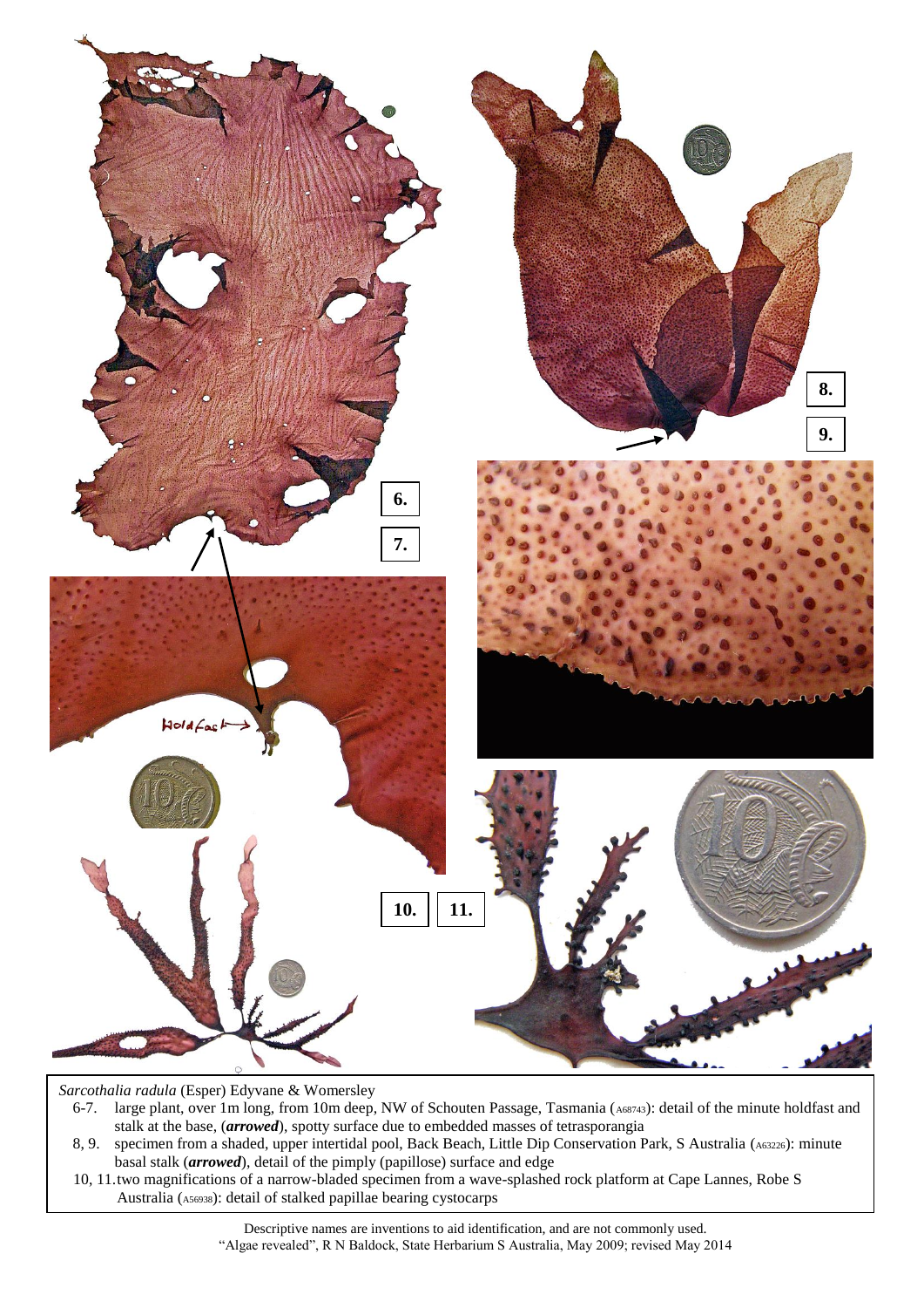*Sarcothalia radula* (Esper) Edyvane & Womersley

6-7. large plant, over 1m long, from 10m deep, NW of Schouten Passage, Tasmania (A68743): detail of the minute holdfast and stalk at the base, (***arrowed***), spotty surface due to embedded masses of tetrasporangia

8, 9. specimen from a shaded, upper intertidal pool, Back Beach, Little Dip Conservation Park, S Australia (A63226): minute basal stalk (***arrowed***), detail of the pimply (papillose) surface and edge

10, 11. two magnifications of a narrow-bladed specimen from a wave-splashed rock platform at Cape Lannes, Robe S Australia (A56938): detail of stalked papillae bearing cystocarps

Descriptive names are inventions to aid identification, and are not commonly used.
"Algae revealed", R N Baldock, State Herbarium S Australia, May 2009; revised May 2014